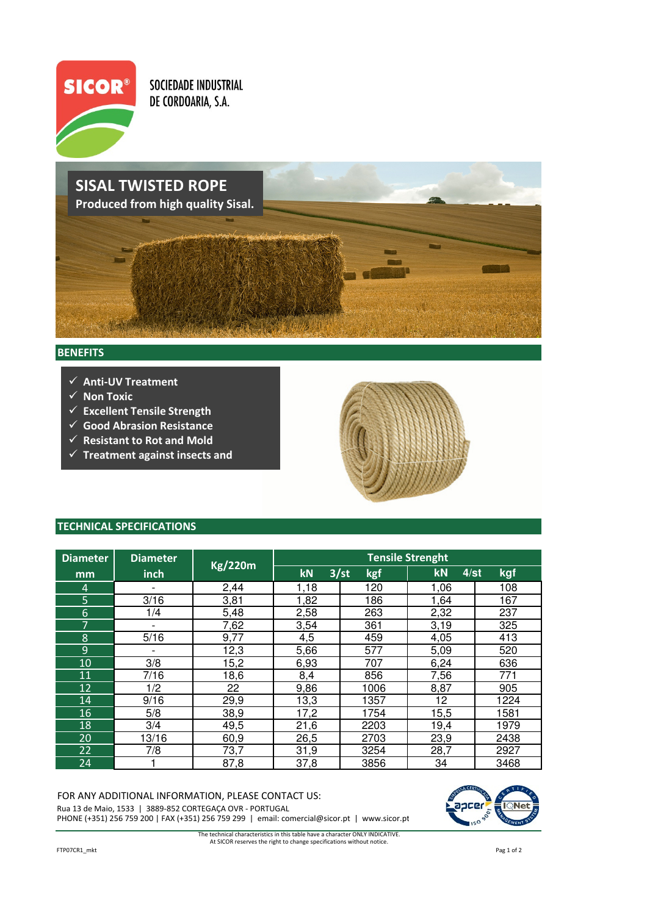**SICOR®**

SOCIEDADE INDUSTRIAL DE CORDOARIA, S.A.

# SISAL TWISTED ROPE

**Produced from high quality Sisal.**

## BENEFITS

- ✓ Anti-UV Treatment
- ✓ Non Toxic
- ✓ Excellent Tensile Strength
- ✓ Good Abrasion Resistance
- ✓ Resistant to Rot and Mold
- ✓ Treatment against insects and

## TECHNICAL SPECIFICATIONS

| Diameter mm | Diameter inch | Kg/220m | Tensile Strenght | | | | |
|---|---|---|---|---|---|---|---|
| | | | kN | 3/st | kgf | kN | 4/st kgf |
| 4 | - | 2,44 | 1,18 | | 120 | 1,06 | 108 |
| 5 | 3/16 | 3,81 | 1,82 | | 186 | 1,64 | 167 |
| 6 | 1/4 | 5,48 | 2,58 | | 263 | 2,32 | 237 |
| 7 | - | 7,62 | 3,54 | | 361 | 3,19 | 325 |
| 8 | 5/16 | 9,77 | 4,5 | | 459 | 4,05 | 413 |
| 9 | - | 12,3 | 5,66 | | 577 | 5,09 | 520 |
| 10 | 3/8 | 15,2 | 6,93 | | 707 | 6,24 | 636 |
| 11 | 7/16 | 18,6 | 8,4 | | 856 | 7,56 | 771 |
| 12 | 1/2 | 22 | 9,86 | | 1006 | 8,87 | 905 |
| 14 | 9/16 | 29,9 | 13,3 | | 1357 | 12 | 1224 |
| 16 | 5/8 | 38,9 | 17,2 | | 1754 | 15,5 | 1581 |
| 18 | 3/4 | 49,5 | 21,6 | | 2203 | 19,4 | 1979 |
| 20 | 13/16 | 60,9 | 26,5 | | 2703 | 23,9 | 2438 |
| 22 | 7/8 | 73,7 | 31,9 | | 3254 | 28,7 | 2927 |
| 24 | 1 | 87,8 | 37,8 | | 3856 | 34 | 3468 |

FOR ANY ADDITIONAL INFORMATION, PLEASE CONTACT US:

Rua 13 de Maio, 1533 | 3889-852 CORTEGAÇA OVR - PORTUGAL

PHONE (+351) 256 759 200 | FAX (+351) 256 759 299 | email: comercial@sicor.pt | www.sicor.pt

The technical characteristics in this table have a character ONLY INDICATIVE.
At SICOR reserves the right to change specifications without notice.

FTP07CR1_mkt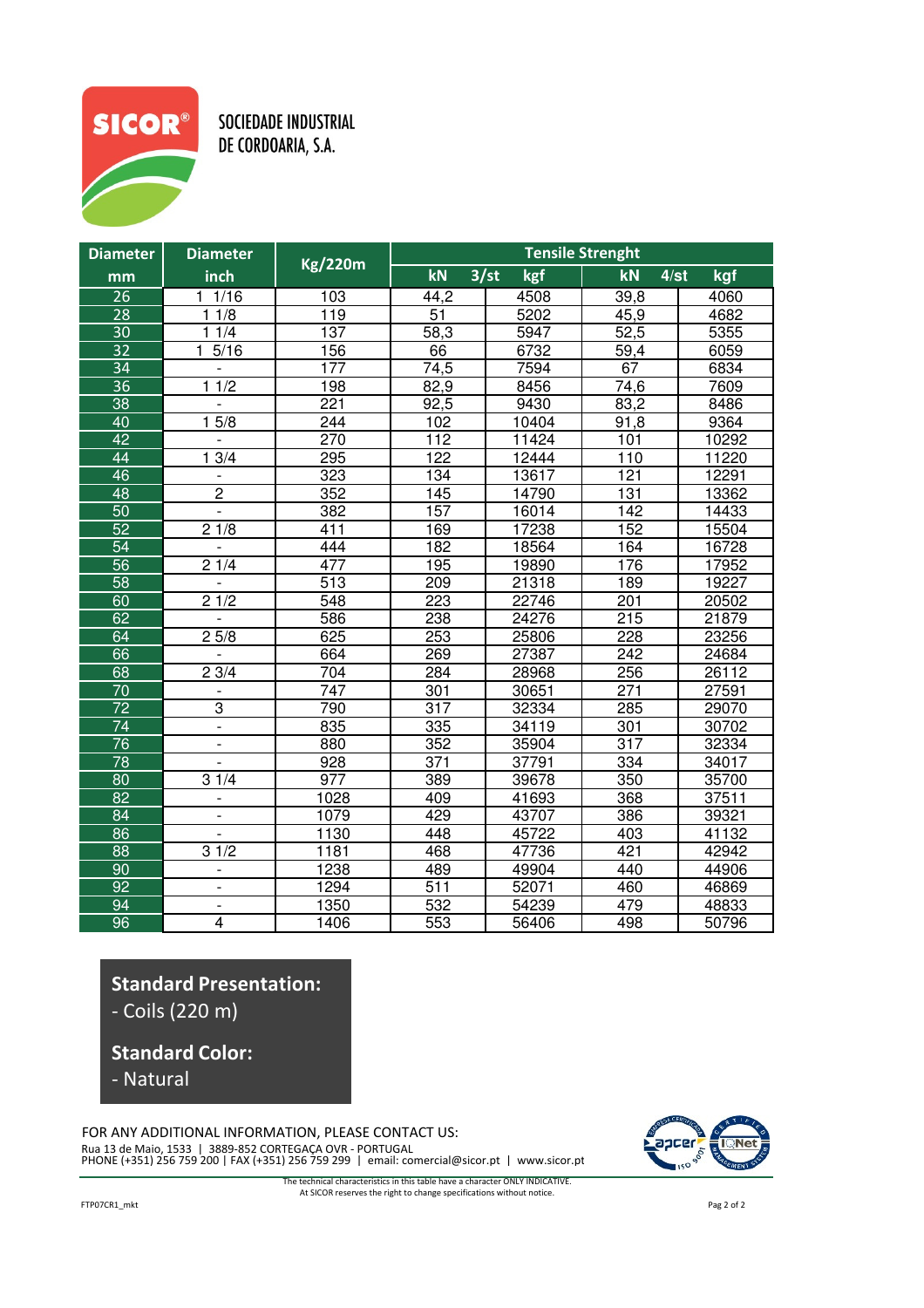SICOR®

SOCIEDADE INDUSTRIAL
DE CORDOARIA, S.A.

| Diameter mm | Diameter inch | Kg/220m | Tensile Strenght | | | |
|---|---|---|---|---|---|---|
| | | | kN 3/st | kgf | kN 4/st | kgf |
| 26 | 1 1/16 | 103 | 44,2 | 4508 | 39,8 | 4060 |
| 28 | 1 1/8 | 119 | 51 | 5202 | 45,9 | 4682 |
| 30 | 1 1/4 | 137 | 58,3 | 5947 | 52,5 | 5355 |
| 32 | 1 5/16 | 156 | 66 | 6732 | 59,4 | 6059 |
| 34 | - | 177 | 74,5 | 7594 | 67 | 6834 |
| 36 | 1 1/2 | 198 | 82,9 | 8456 | 74,6 | 7609 |
| 38 | - | 221 | 92,5 | 9430 | 83,2 | 8486 |
| 40 | 1 5/8 | 244 | 102 | 10404 | 91,8 | 9364 |
| 42 | - | 270 | 112 | 11424 | 101 | 10292 |
| 44 | 1 3/4 | 295 | 122 | 12444 | 110 | 11220 |
| 46 | - | 323 | 134 | 13617 | 121 | 12291 |
| 48 | 2 | 352 | 145 | 14790 | 131 | 13362 |
| 50 | - | 382 | 157 | 16014 | 142 | 14433 |
| 52 | 2 1/8 | 411 | 169 | 17238 | 152 | 15504 |
| 54 | - | 444 | 182 | 18564 | 164 | 16728 |
| 56 | 2 1/4 | 477 | 195 | 19890 | 176 | 17952 |
| 58 | - | 513 | 209 | 21318 | 189 | 19227 |
| 60 | 2 1/2 | 548 | 223 | 22746 | 201 | 20502 |
| 62 | - | 586 | 238 | 24276 | 215 | 21879 |
| 64 | 2 5/8 | 625 | 253 | 25806 | 228 | 23256 |
| 66 | - | 664 | 269 | 27387 | 242 | 24684 |
| 68 | 2 3/4 | 704 | 284 | 28968 | 256 | 26112 |
| 70 | - | 747 | 301 | 30651 | 271 | 27591 |
| 72 | 3 | 790 | 317 | 32334 | 285 | 29070 |
| 74 | - | 835 | 335 | 34119 | 301 | 30702 |
| 76 | - | 880 | 352 | 35904 | 317 | 32334 |
| 78 | - | 928 | 371 | 37791 | 334 | 34017 |
| 80 | 3 1/4 | 977 | 389 | 39678 | 350 | 35700 |
| 82 | - | 1028 | 409 | 41693 | 368 | 37511 |
| 84 | - | 1079 | 429 | 43707 | 386 | 39321 |
| 86 | - | 1130 | 448 | 45722 | 403 | 41132 |
| 88 | 3 1/2 | 1181 | 468 | 47736 | 421 | 42942 |
| 90 | - | 1238 | 489 | 49904 | 440 | 44906 |
| 92 | - | 1294 | 511 | 52071 | 460 | 46869 |
| 94 | - | 1350 | 532 | 54239 | 479 | 48833 |
| 96 | 4 | 1406 | 553 | 56406 | 498 | 50796 |

**Standard Presentation:**
- Coils (220 m)

**Standard Color:**
- Natural

FOR ANY ADDITIONAL INFORMATION, PLEASE CONTACT US:
Rua 13 de Maio, 1533 | 3889-852 CORTEGAÇA OVR - PORTUGAL
PHONE (+351) 256 759 200 | FAX (+351) 256 759 299 | email: comercial@sicor.pt | www.sicor.pt

The technical characteristics in this table have a character ONLY INDICATIVE.
At SICOR reserves the right to change specifications without notice.

FTP07CR1_mkt